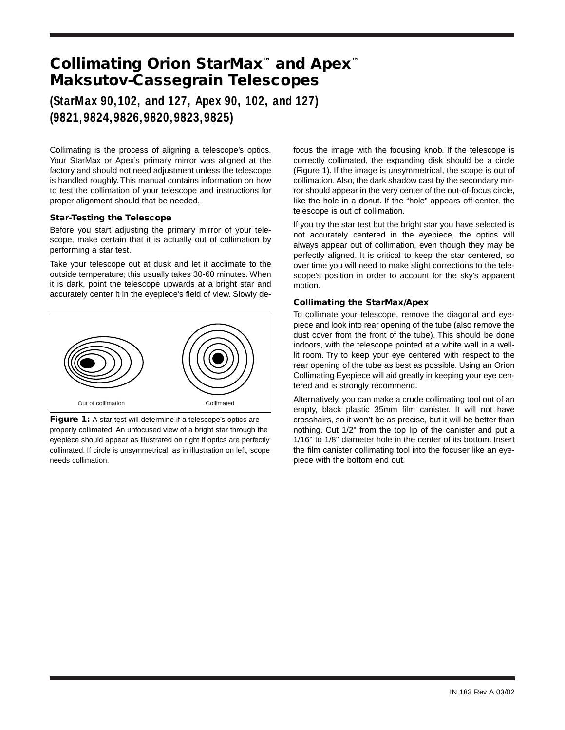# Collimating Orion StarMax™ and Apex™ Maksutov-Cassegrain Telescopes

## (StarMax 90,102, and 127, Apex 90, 102, and 127) (9821,9824,9826,9820,9823,9825)

Collimating is the process of aligning a telescope's optics. Your StarMax or Apex's primary mirror was aligned at the factory and should not need adjustment unless the telescope is handled roughly. This manual contains information on how to test the collimation of your telescope and instructions for proper alignment should that be needed.

### Star-Testing the Telescope

Before you start adjusting the primary mirror of your telescope, make certain that it is actually out of collimation by performing a star test.

Take your telescope out at dusk and let it acclimate to the outside temperature; this usually takes 30-60 minutes. When it is dark, point the telescope upwards at a bright star and accurately center it in the eyepiece's field of view. Slowly defocus the image with the focusing knob. If the telescope is correctly collimated, the expanding disk should be a circle (Figure 1). If the image is unsymmetrical, the scope is out of collimation. Also, the dark shadow cast by the secondary mirror should appear in the very center of the out-of-focus circle, like the hole in a donut. If the "hole" appears off-center, the telescope is out of collimation.

Out of collimation | Collimated

**Figure 1:** A star test will determine if a telescope's optics are properly collimated. An unfocused view of a bright star through the eyepiece should appear as illustrated on right if optics are perfectly collimated. If circle is unsymmetrical, as in illustration on left, scope needs collimation.

If you try the star test but the bright star you have selected is not accurately centered in the eyepiece, the optics will always appear out of collimation, even though they may be perfectly aligned. It is critical to keep the star centered, so over time you will need to make slight corrections to the telescope's position in order to account for the sky's apparent motion.

### Collimating the StarMax/Apex

To collimate your telescope, remove the diagonal and eyepiece and look into rear opening of the tube (also remove the dust cover from the front of the tube). This should be done indoors, with the telescope pointed at a white wall in a well-lit room. Try to keep your eye centered with respect to the rear opening of the tube as best as possible. Using an Orion Collimating Eyepiece will aid greatly in keeping your eye centered and is strongly recommend.

Alternatively, you can make a crude collimating tool out of an empty, black plastic 35mm film canister. It will not have crosshairs, so it won't be as precise, but it will be better than nothing. Cut 1/2" from the top lip of the canister and put a 1/16" to 1/8" diameter hole in the center of its bottom. Insert the film canister collimating tool into the focuser like an eyepiece with the bottom end out.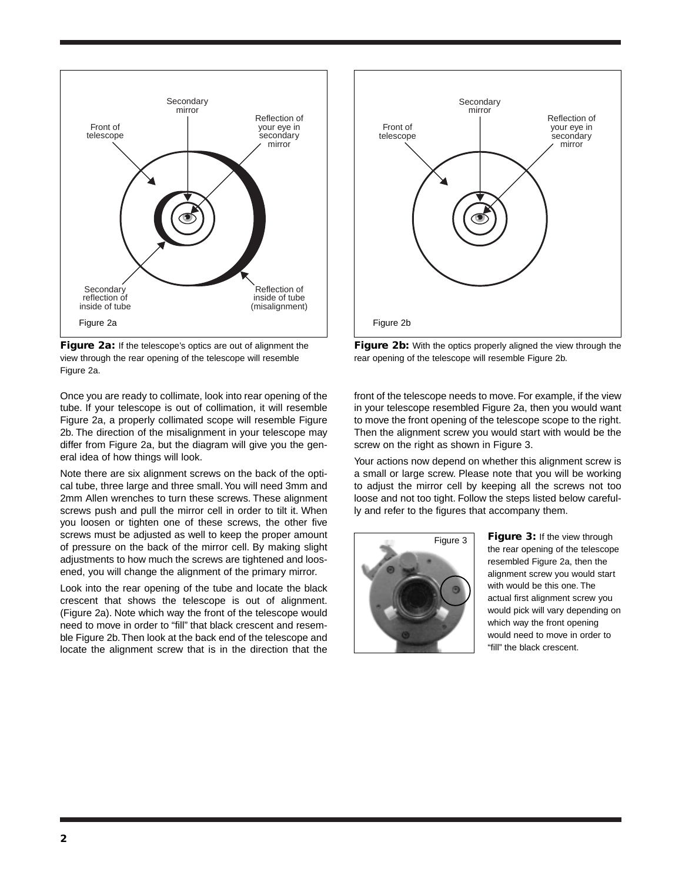Figure 2a

**Figure 2a:** If the telescope's optics are out of alignment the view through the rear opening of the telescope will resemble Figure 2a.

Figure 2b

**Figure 2b:** With the optics properly aligned the view through the rear opening of the telescope will resemble Figure 2b.

Once you are ready to collimate, look into rear opening of the tube. If your telescope is out of collimation, it will resemble Figure 2a, a properly collimated scope will resemble Figure 2b. The direction of the misalignment in your telescope may differ from Figure 2a, but the diagram will give you the general idea of how things will look.

Note there are six alignment screws on the back of the optical tube, three large and three small. You will need 3mm and 2mm Allen wrenches to turn these screws. These alignment screws push and pull the mirror cell in order to tilt it. When you loosen or tighten one of these screws, the other five screws must be adjusted as well to keep the proper amount of pressure on the back of the mirror cell. By making slight adjustments to how much the screws are tightened and loosened, you will change the alignment of the primary mirror.

Look into the rear opening of the tube and locate the black crescent that shows the telescope is out of alignment. (Figure 2a). Note which way the front of the telescope would need to move in order to "fill" that black crescent and resemble Figure 2b. Then look at the back end of the telescope and locate the alignment screw that is in the direction that the front of the telescope needs to move. For example, if the view in your telescope resembled Figure 2a, then you would want to move the front opening of the telescope scope to the right. Then the alignment screw you would start with would be the screw on the right as shown in Figure 3.

Your actions now depend on whether this alignment screw is a small or large screw. Please note that you will be working to adjust the mirror cell by keeping all the screws not too loose and not too tight. Follow the steps listed below carefully and refer to the figures that accompany them.

Figure 3

**Figure 3:** If the view through the rear opening of the telescope resembled Figure 2a, then the alignment screw you would start with would be this one. The actual first alignment screw you would pick will vary depending on which way the front opening would need to move in order to "fill" the black crescent.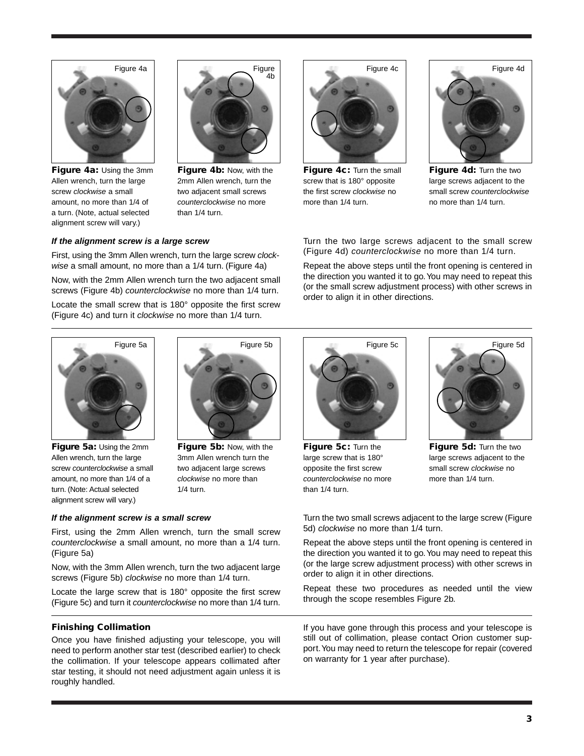Figure 4a

**Figure 4a:** Using the 3mm Allen wrench, turn the large screw *clockwise* a small amount, no more than 1/4 of a turn. (Note, actual selected alignment screw will vary.)

Figure 4b

**Figure 4b:** Now, with the 2mm Allen wrench, turn the two adjacent small screws *counterclockwise* no more than 1/4 turn.

Figure 4c

**Figure 4c:** Turn the small screw that is 180° opposite the first screw *clockwise* no more than 1/4 turn.

Figure 4d

**Figure 4d:** Turn the two large screws adjacent to the small screw *counterclockwise* no more than 1/4 turn.

### *If the alignment screw is a large screw*

First, using the 3mm Allen wrench, turn the large screw *clockwise* a small amount, no more than a 1/4 turn. (Figure 4a)

Now, with the 2mm Allen wrench turn the two adjacent small screws (Figure 4b) *counterclockwise* no more than 1/4 turn.

Locate the small screw that is 180° opposite the first screw (Figure 4c) and turn it *clockwise* no more than 1/4 turn.

Turn the two large screws adjacent to the small screw (Figure 4d) *counterclockwise* no more than 1/4 turn.

Repeat the above steps until the front opening is centered in the direction you wanted it to go. You may need to repeat this (or the small screw adjustment process) with other screws in order to align it in other directions.

Figure 5a

**Figure 5a:** Using the 2mm Allen wrench, turn the large screw *counterclockwise* a small amount, no more than 1/4 of a turn. (Note: Actual selected alignment screw will vary.)

Figure 5b

**Figure 5b:** Now, with the 3mm Allen wrench turn the two adjacent large screws *clockwise* no more than 1/4 turn.

Figure 5c

**Figure 5c:** Turn the large screw that is 180° opposite the first screw *counterclockwise* no more than 1/4 turn.

Figure 5d

**Figure 5d:** Turn the two large screws adjacent to the small screw *clockwise* no more than 1/4 turn.

### *If the alignment screw is a small screw*

First, using the 2mm Allen wrench, turn the small screw *counterclockwise* a small amount, no more than a 1/4 turn. (Figure 5a)

Now, with the 3mm Allen wrench, turn the two adjacent large screws (Figure 5b) *clockwise* no more than 1/4 turn.

Locate the large screw that is 180° opposite the first screw (Figure 5c) and turn it *counterclockwise* no more than 1/4 turn.

Turn the two small screws adjacent to the large screw (Figure 5d) *clockwise* no more than 1/4 turn.

Repeat the above steps until the front opening is centered in the direction you wanted it to go. You may need to repeat this (or the large screw adjustment process) with other screws in order to align it in other directions.

Repeat these two procedures as needed until the view through the scope resembles Figure 2b.

### Finishing Collimation

Once you have finished adjusting your telescope, you will need to perform another star test (described earlier) to check the collimation. If your telescope appears collimated after star testing, it should not need adjustment again unless it is roughly handled.

If you have gone through this process and your telescope is still out of collimation, please contact Orion customer support. You may need to return the telescope for repair (covered on warranty for 1 year after purchase).